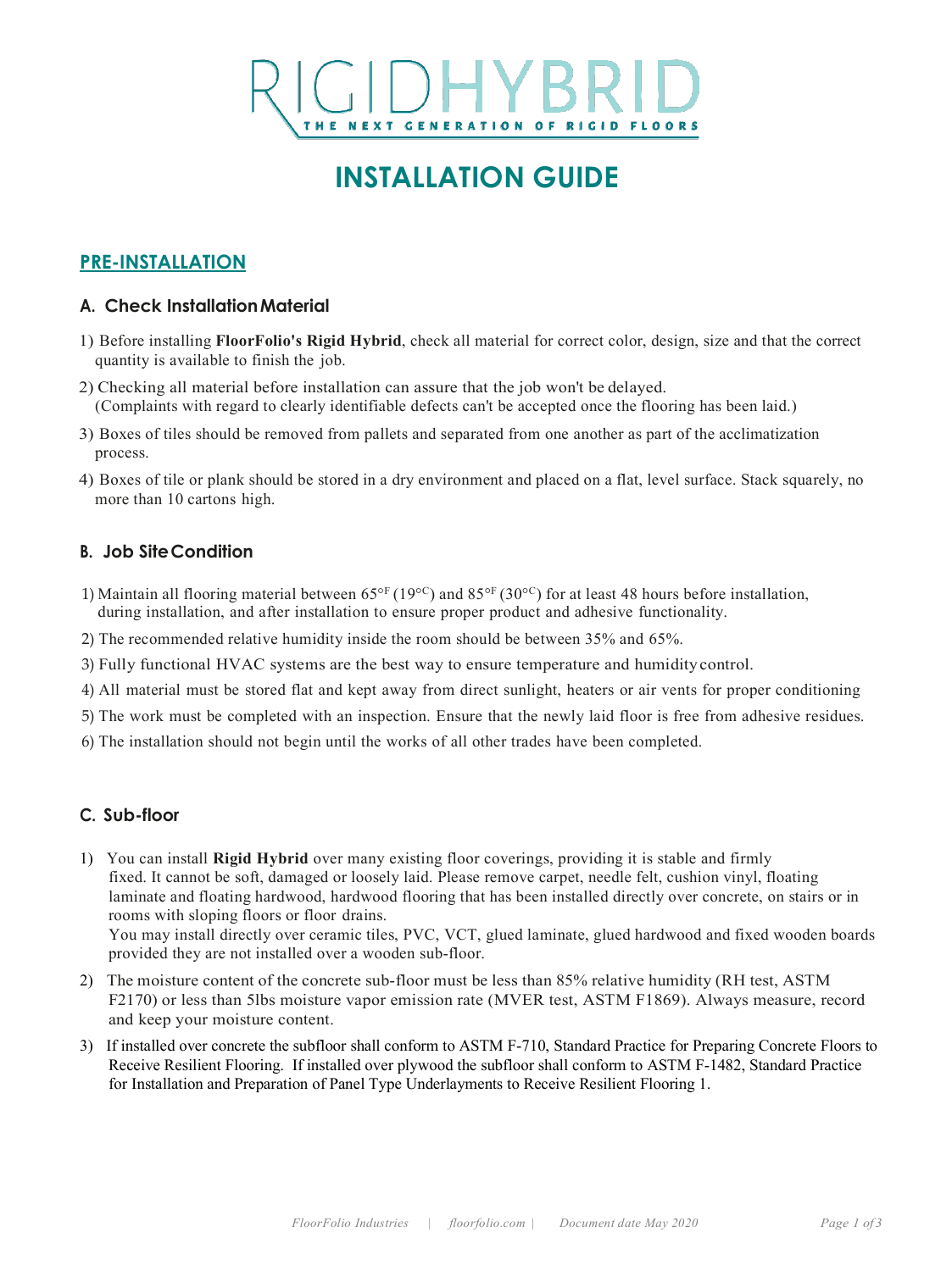# RIGIDHYBRID

THE NEXT GENERATION OF RIGID FLOORS

# INSTALLATION GUIDE

## PRE-INSTALLATION

### A. Check Installation Material

1) Before installing **FloorFolio's Rigid Hybrid**, check all material for correct color, design, size and that the correct quantity is available to finish the job.
2) Checking all material before installation can assure that the job won't be delayed. (Complaints with regard to clearly identifiable defects can't be accepted once the flooring has been laid.)
3) Boxes of tiles should be removed from pallets and separated from one another as part of the acclimatization process.
4) Boxes of tile or plank should be stored in a dry environment and placed on a flat, level surface. Stack squarely, no more than 10 cartons high.

### B. Job Site Condition

1) Maintain all flooring material between 65°F (19°C) and 85°F (30°C) for at least 48 hours before installation, during installation, and after installation to ensure proper product and adhesive functionality.
2) The recommended relative humidity inside the room should be between 35% and 65%.
3) Fully functional HVAC systems are the best way to ensure temperature and humidity control.
4) All material must be stored flat and kept away from direct sunlight, heaters or air vents for proper conditioning
5) The work must be completed with an inspection. Ensure that the newly laid floor is free from adhesive residues.
6) The installation should not begin until the works of all other trades have been completed.

### C. Sub-floor

1) You can install **Rigid Hybrid** over many existing floor coverings, providing it is stable and firmly fixed. It cannot be soft, damaged or loosely laid. Please remove carpet, needle felt, cushion vinyl, floating laminate and floating hardwood, hardwood flooring that has been installed directly over concrete, on stairs or in rooms with sloping floors or floor drains.
   You may install directly over ceramic tiles, PVC, VCT, glued laminate, glued hardwood and fixed wooden boards provided they are not installed over a wooden sub-floor.
2) The moisture content of the concrete sub-floor must be less than 85% relative humidity (RH test, ASTM F2170) or less than 5lbs moisture vapor emission rate (MVER test, ASTM F1869). Always measure, record and keep your moisture content.
3) If installed over concrete the subfloor shall conform to ASTM F-710, Standard Practice for Preparing Concrete Floors to Receive Resilient Flooring. If installed over plywood the subfloor shall conform to ASTM F-1482, Standard Practice for Installation and Preparation of Panel Type Underlayments to Receive Resilient Flooring 1.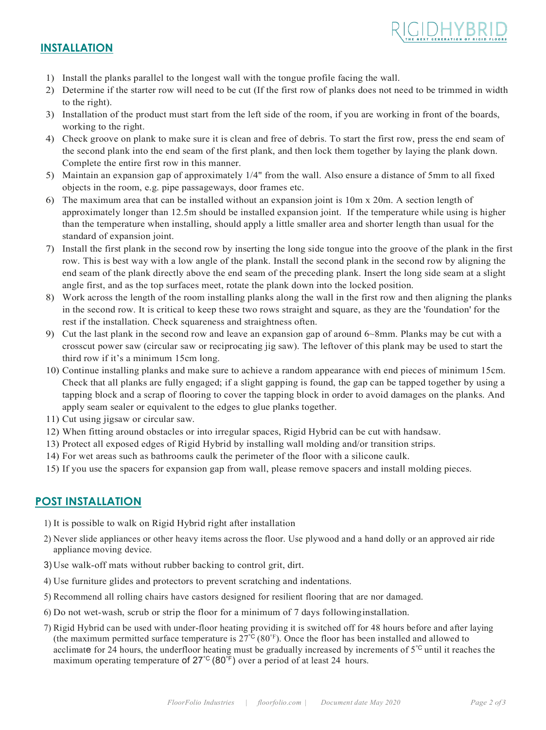## INSTALLATION

1) Install the planks parallel to the longest wall with the tongue profile facing the wall.
2) Determine if the starter row will need to be cut (If the first row of planks does not need to be trimmed in width to the right).
3) Installation of the product must start from the left side of the room, if you are working in front of the boards, working to the right.
4) Check groove on plank to make sure it is clean and free of debris. To start the first row, press the end seam of the second plank into the end seam of the first plank, and then lock them together by laying the plank down. Complete the entire first row in this manner.
5) Maintain an expansion gap of approximately 1/4" from the wall. Also ensure a distance of 5mm to all fixed objects in the room, e.g. pipe passageways, door frames etc.
6) The maximum area that can be installed without an expansion joint is 10m x 20m. A section length of approximately longer than 12.5m should be installed expansion joint. If the temperature while using is higher than the temperature when installing, should apply a little smaller area and shorter length than usual for the standard of expansion joint.
7) Install the first plank in the second row by inserting the long side tongue into the groove of the plank in the first row. This is best way with a low angle of the plank. Install the second plank in the second row by aligning the end seam of the plank directly above the end seam of the preceding plank. Insert the long side seam at a slight angle first, and as the top surfaces meet, rotate the plank down into the locked position.
8) Work across the length of the room installing planks along the wall in the first row and then aligning the planks in the second row. It is critical to keep these two rows straight and square, as they are the 'foundation' for the rest if the installation. Check squareness and straightness often.
9) Cut the last plank in the second row and leave an expansion gap of around 6~8mm. Planks may be cut with a crosscut power saw (circular saw or reciprocating jig saw). The leftover of this plank may be used to start the third row if it's a minimum 15cm long.
10) Continue installing planks and make sure to achieve a random appearance with end pieces of minimum 15cm. Check that all planks are fully engaged; if a slight gapping is found, the gap can be tapped together by using a tapping block and a scrap of flooring to cover the tapping block in order to avoid damages on the planks. And apply seam sealer or equivalent to the edges to glue planks together.
11) Cut using jigsaw or circular saw.
12) When fitting around obstacles or into irregular spaces, Rigid Hybrid can be cut with handsaw.
13) Protect all exposed edges of Rigid Hybrid by installing wall molding and/or transition strips.
14) For wet areas such as bathrooms caulk the perimeter of the floor with a silicone caulk.
15) If you use the spacers for expansion gap from wall, please remove spacers and install molding pieces.

## POST INSTALLATION

1) It is possible to walk on Rigid Hybrid right after installation
2) Never slide appliances or other heavy items across the floor. Use plywood and a hand dolly or an approved air ride appliance moving device.
3) Use walk-off mats without rubber backing to control grit, dirt.
4) Use furniture glides and protectors to prevent scratching and indentations.
5) Recommend all rolling chairs have castors designed for resilient flooring that are nor damaged.
6) Do not wet-wash, scrub or strip the floor for a minimum of 7 days following installation.
7) Rigid Hybrid can be used with under-floor heating providing it is switched off for 48 hours before and after laying (the maximum permitted surface temperature is 27°C (80°F). Once the floor has been installed and allowed to acclimate for 24 hours, the underfloor heating must be gradually increased by increments of 5°C until it reaches the maximum operating temperature of 27°C (80°F) over a period of at least 24 hours.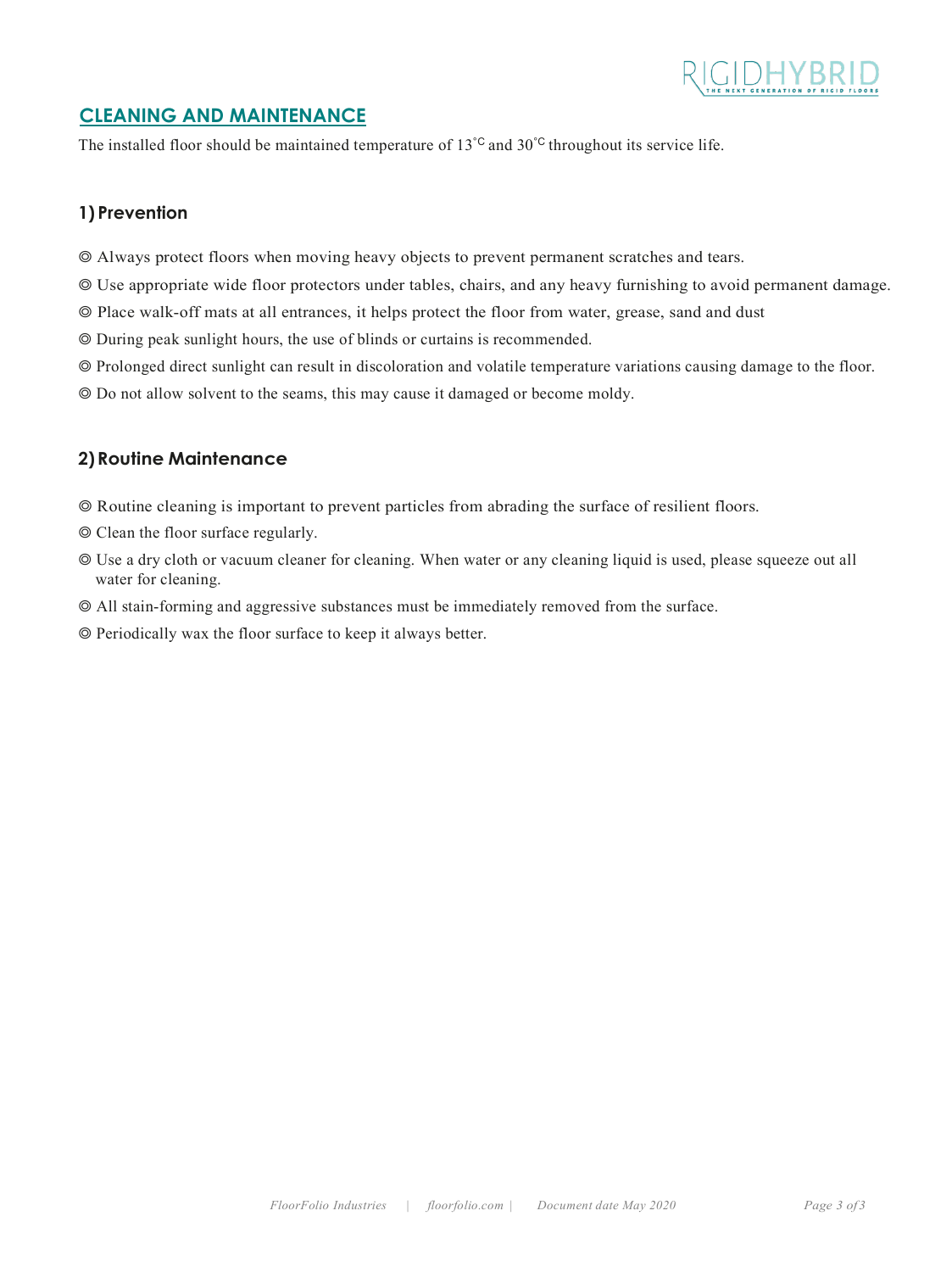## CLEANING AND MAINTENANCE

The installed floor should be maintained temperature of 13°C and 30°C throughout its service life.

### 1) Prevention

◎ Always protect floors when moving heavy objects to prevent permanent scratches and tears.

◎ Use appropriate wide floor protectors under tables, chairs, and any heavy furnishing to avoid permanent damage.

◎ Place walk-off mats at all entrances, it helps protect the floor from water, grease, sand and dust

◎ During peak sunlight hours, the use of blinds or curtains is recommended.

◎ Prolonged direct sunlight can result in discoloration and volatile temperature variations causing damage to the floor.

◎ Do not allow solvent to the seams, this may cause it damaged or become moldy.

### 2) Routine Maintenance

◎ Routine cleaning is important to prevent particles from abrading the surface of resilient floors.

◎ Clean the floor surface regularly.

◎ Use a dry cloth or vacuum cleaner for cleaning. When water or any cleaning liquid is used, please squeeze out all water for cleaning.

◎ All stain-forming and aggressive substances must be immediately removed from the surface.

◎ Periodically wax the floor surface to keep it always better.